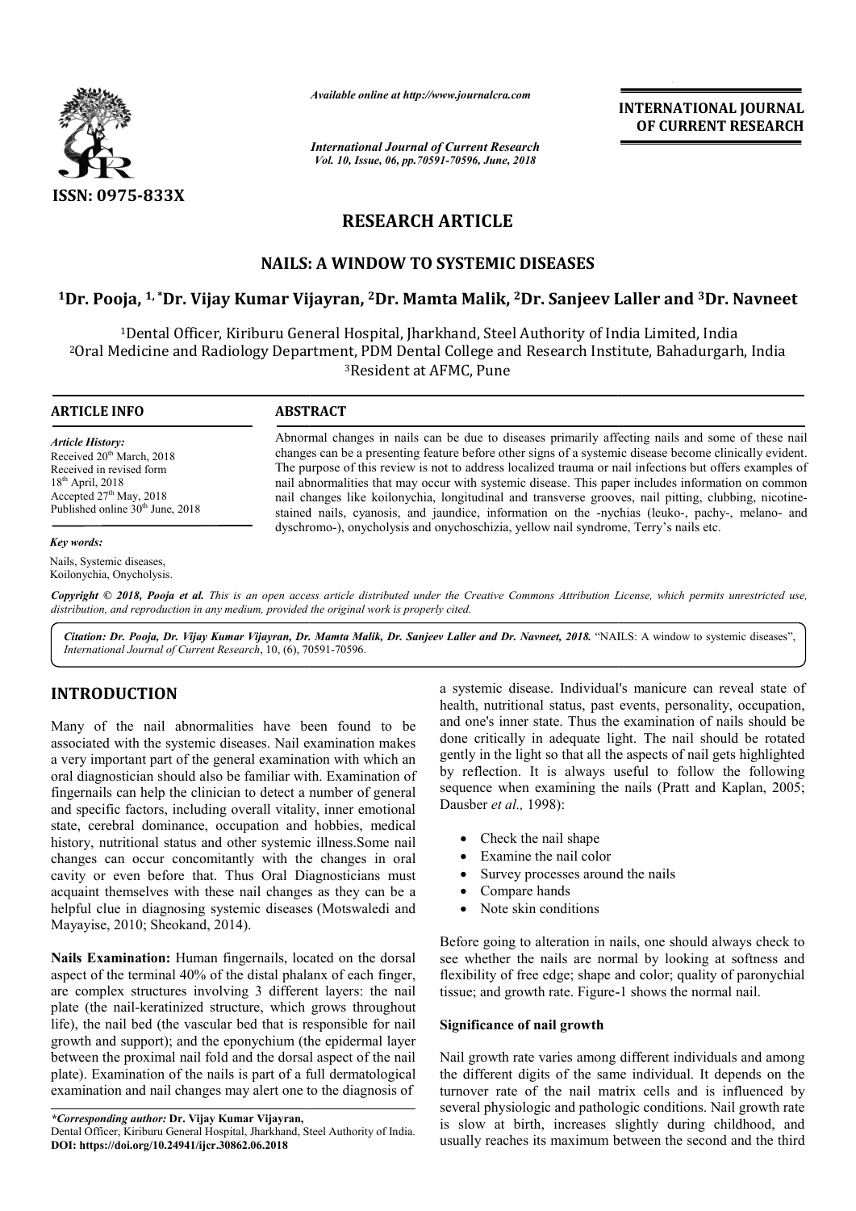*Available online at http://www.journalcra.com*

*International Journal of Current Research*
*Vol. 10, Issue, 06, pp.70591-70596, June, 2018*

**INTERNATIONAL JOURNAL OF CURRENT RESEARCH**

**ISSN: 0975-833X**

## RESEARCH ARTICLE

# NAILS: A WINDOW TO SYSTEMIC DISEASES

**[1]Dr. Pooja, [1,*]Dr. Vijay Kumar Vijayran, [2]Dr. Mamta Malik, [2]Dr. Sanjeev Laller and [3]Dr. Navneet**

[1]Dental Officer, Kiriburu General Hospital, Jharkhand, Steel Authority of India Limited, India
[2]Oral Medicine and Radiology Department, PDM Dental College and Research Institute, Bahadurgarh, India
[3]Resident at AFMC, Pune

**ARTICLE INFO**

*Article History:*
Received 20th March, 2018
Received in revised form
18th April, 2018
Accepted 27th May, 2018
Published online 30th June, 2018

*Key words:*
Nails, Systemic diseases,
Koilonychia, Onycholysis.

**ABSTRACT**

Abnormal changes in nails can be due to diseases primarily affecting nails and some of these nail changes can be a presenting feature before other signs of a systemic disease become clinically evident. The purpose of this review is not to address localized trauma or nail infections but offers examples of nail abnormalities that may occur with systemic disease. This paper includes information on common nail changes like koilonychia, longitudinal and transverse grooves, nail pitting, clubbing, nicotine-stained nails, cyanosis, and jaundice, information on the -nychias (leuko-, pachy-, melano- and dyschromo-), onycholysis and onychoschizia, yellow nail syndrome, Terry's nails etc.

*Copyright © 2018, Pooja et al. This is an open access article distributed under the Creative Commons Attribution License, which permits unrestricted use, distribution, and reproduction in any medium, provided the original work is properly cited.*

***Citation: Dr. Pooja, Dr. Vijay Kumar Vijayran, Dr. Mamta Malik, Dr. Sanjeev Laller and Dr. Navneet, 2018.** "NAILS: A window to systemic diseases", International Journal of Current Research, 10, (6), 70591-70596.*

## INTRODUCTION

Many of the nail abnormalities have been found to be associated with the systemic diseases. Nail examination makes a very important part of the general examination with which an oral diagnostician should also be familiar with. Examination of fingernails can help the clinician to detect a number of general and specific factors, including overall vitality, inner emotional state, cerebral dominance, occupation and hobbies, medical history, nutritional status and other systemic illness.Some nail changes can occur concomitantly with the changes in oral cavity or even before that. Thus Oral Diagnosticians must acquaint themselves with these nail changes as they can be a helpful clue in diagnosing systemic diseases (Motswaledi and Mayayise, 2010; Sheokand, 2014).

**Nails Examination:** Human fingernails, located on the dorsal aspect of the terminal 40% of the distal phalanx of each finger, are complex structures involving 3 different layers: the nail plate (the nail-keratinized structure, which grows throughout life), the nail bed (the vascular bed that is responsible for nail growth and support); and the eponychium (the epidermal layer between the proximal nail fold and the dorsal aspect of the nail plate). Examination of the nails is part of a full dermatological examination and nail changes may alert one to the diagnosis of a systemic disease. Individual's manicure can reveal state of health, nutritional status, past events, personality, occupation, and one's inner state. Thus the examination of nails should be done critically in adequate light. The nail should be rotated gently in the light so that all the aspects of nail gets highlighted by reflection. It is always useful to follow the following sequence when examining the nails (Pratt and Kaplan, 2005; Dausber *et al.,* 1998):

- Check the nail shape
- Examine the nail color
- Survey processes around the nails
- Compare hands
- Note skin conditions

Before going to alteration in nails, one should always check to see whether the nails are normal by looking at softness and flexibility of free edge; shape and color; quality of paronychial tissue; and growth rate. Figure-1 shows the normal nail.

### Significance of nail growth

Nail growth rate varies among different individuals and among the different digits of the same individual. It depends on the turnover rate of the nail matrix cells and is influenced by several physiologic and pathologic conditions. Nail growth rate is slow at birth, increases slightly during childhood, and usually reaches its maximum between the second and the third

*\*Corresponding author:* **Dr. Vijay Kumar Vijayran,**
Dental Officer, Kiriburu General Hospital, Jharkhand, Steel Authority of India.
**DOI: https://doi.org/10.24941/ijcr.30862.06.2018**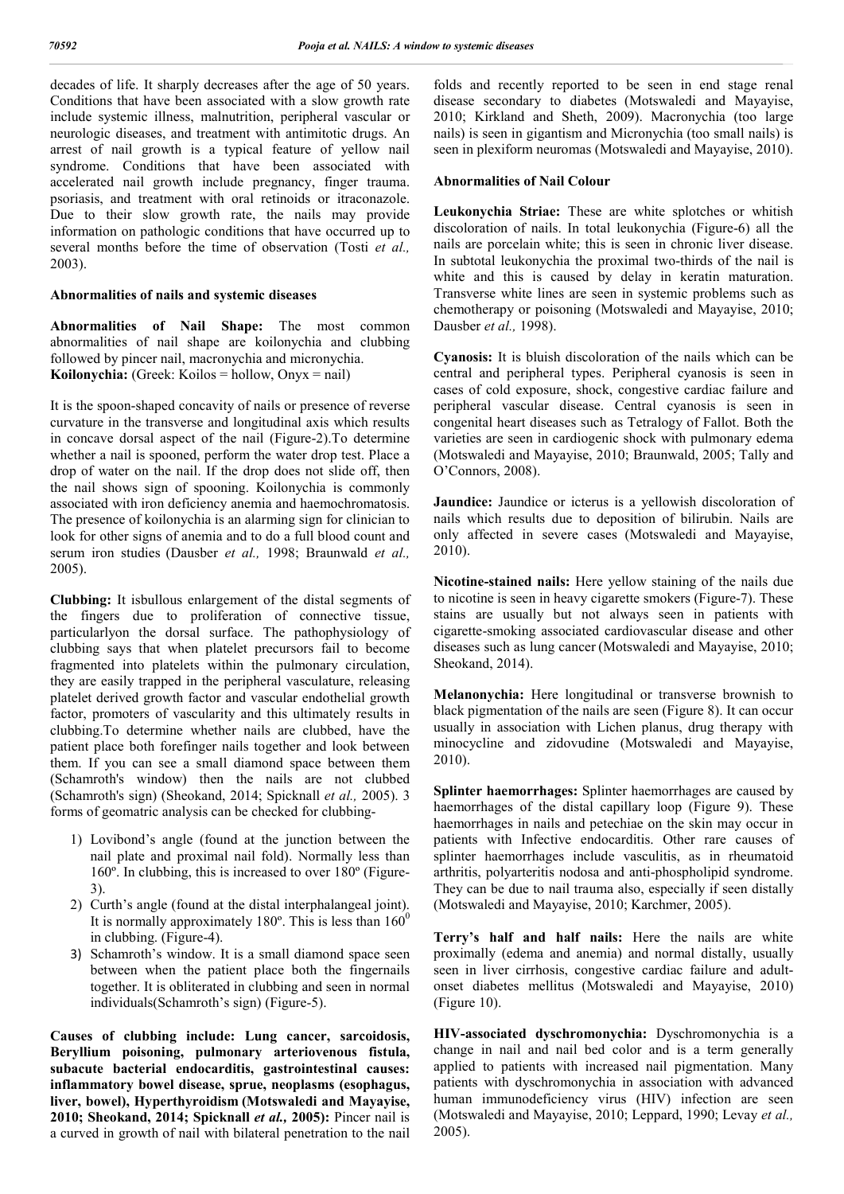decades of life. It sharply decreases after the age of 50 years. Conditions that have been associated with a slow growth rate include systemic illness, malnutrition, peripheral vascular or neurologic diseases, and treatment with antimitotic drugs. An arrest of nail growth is a typical feature of yellow nail syndrome. Conditions that have been associated with accelerated nail growth include pregnancy, finger trauma. psoriasis, and treatment with oral retinoids or itraconazole. Due to their slow growth rate, the nails may provide information on pathologic conditions that have occurred up to several months before the time of observation (Tosti *et al.,* 2003).

### Abnormalities of nails and systemic diseases

**Abnormalities of Nail Shape:** The most common abnormalities of nail shape are koilonychia and clubbing followed by pincer nail, macronychia and micronychia.

**Koilonychia:** (Greek: Koilos = hollow, Onyx = nail)

It is the spoon-shaped concavity of nails or presence of reverse curvature in the transverse and longitudinal axis which results in concave dorsal aspect of the nail (Figure-2).To determine whether a nail is spooned, perform the water drop test. Place a drop of water on the nail. If the drop does not slide off, then the nail shows sign of spooning. Koilonychia is commonly associated with iron deficiency anemia and haemochromatosis. The presence of koilonychia is an alarming sign for clinician to look for other signs of anemia and to do a full blood count and serum iron studies (Dausber *et al.,* 1998; Braunwald *et al.,* 2005).

**Clubbing:** It isbullous enlargement of the distal segments of the fingers due to proliferation of connective tissue, particularlyon the dorsal surface. The pathophysiology of clubbing says that when platelet precursors fail to become fragmented into platelets within the pulmonary circulation, they are easily trapped in the peripheral vasculature, releasing platelet derived growth factor and vascular endothelial growth factor, promoters of vascularity and this ultimately results in clubbing.To determine whether nails are clubbed, have the patient place both forefinger nails together and look between them. If you can see a small diamond space between them (Schamroth's window) then the nails are not clubbed (Schamroth's sign) (Sheokand, 2014; Spicknall *et al.,* 2005). 3 forms of geomatric analysis can be checked for clubbing-

1) Lovibond's angle (found at the junction between the nail plate and proximal nail fold). Normally less than 160º. In clubbing, this is increased to over 180º (Figure-3).
2) Curth's angle (found at the distal interphalangeal joint). It is normally approximately 180º. This is less than $160^0$ in clubbing. (Figure-4).
3) Schamroth's window. It is a small diamond space seen between when the patient place both the fingernails together. It is obliterated in clubbing and seen in normal individuals(Schamroth's sign) (Figure-5).

**Causes of clubbing include: Lung cancer, sarcoidosis, Beryllium poisoning, pulmonary arteriovenous fistula, subacute bacterial endocarditis, gastrointestinal causes: inflammatory bowel disease, sprue, neoplasms (esophagus, liver, bowel), Hyperthyroidism (Motswaledi and Mayayise, 2010; Sheokand, 2014; Spicknall *et al.,* 2005):** Pincer nail is a curved in growth of nail with bilateral penetration to the nail folds and recently reported to be seen in end stage renal disease secondary to diabetes (Motswaledi and Mayayise, 2010; Kirkland and Sheth, 2009). Macronychia (too large nails) is seen in gigantism and Micronychia (too small nails) is seen in plexiform neuromas (Motswaledi and Mayayise, 2010).

### Abnormalities of Nail Colour

**Leukonychia Striae:** These are white splotches or whitish discoloration of nails. In total leukonychia (Figure-6) all the nails are porcelain white; this is seen in chronic liver disease. In subtotal leukonychia the proximal two-thirds of the nail is white and this is caused by delay in keratin maturation. Transverse white lines are seen in systemic problems such as chemotherapy or poisoning (Motswaledi and Mayayise, 2010; Dausber *et al.,* 1998).

**Cyanosis:** It is bluish discoloration of the nails which can be central and peripheral types. Peripheral cyanosis is seen in cases of cold exposure, shock, congestive cardiac failure and peripheral vascular disease. Central cyanosis is seen in congenital heart diseases such as Tetralogy of Fallot. Both the varieties are seen in cardiogenic shock with pulmonary edema (Motswaledi and Mayayise, 2010; Braunwald, 2005; Tally and O'Connors, 2008).

**Jaundice:** Jaundice or icterus is a yellowish discoloration of nails which results due to deposition of bilirubin. Nails are only affected in severe cases (Motswaledi and Mayayise, 2010).

**Nicotine-stained nails:** Here yellow staining of the nails due to nicotine is seen in heavy cigarette smokers (Figure-7). These stains are usually but not always seen in patients with cigarette-smoking associated cardiovascular disease and other diseases such as lung cancer (Motswaledi and Mayayise, 2010; Sheokand, 2014).

**Melanonychia:** Here longitudinal or transverse brownish to black pigmentation of the nails are seen (Figure 8). It can occur usually in association with Lichen planus, drug therapy with minocycline and zidovudine (Motswaledi and Mayayise, 2010).

**Splinter haemorrhages:** Splinter haemorrhages are caused by haemorrhages of the distal capillary loop (Figure 9). These haemorrhages in nails and petechiae on the skin may occur in patients with Infective endocarditis. Other rare causes of splinter haemorrhages include vasculitis, as in rheumatoid arthritis, polyarteritis nodosa and anti-phospholipid syndrome. They can be due to nail trauma also, especially if seen distally (Motswaledi and Mayayise, 2010; Karchmer, 2005).

**Terry's half and half nails:** Here the nails are white proximally (edema and anemia) and normal distally, usually seen in liver cirrhosis, congestive cardiac failure and adult-onset diabetes mellitus (Motswaledi and Mayayise, 2010) (Figure 10).

**HIV-associated dyschromonychia:** Dyschromonychia is a change in nail and nail bed color and is a term generally applied to patients with increased nail pigmentation. Many patients with dyschromonychia in association with advanced human immunodeficiency virus (HIV) infection are seen (Motswaledi and Mayayise, 2010; Leppard, 1990; Levay *et al.,* 2005).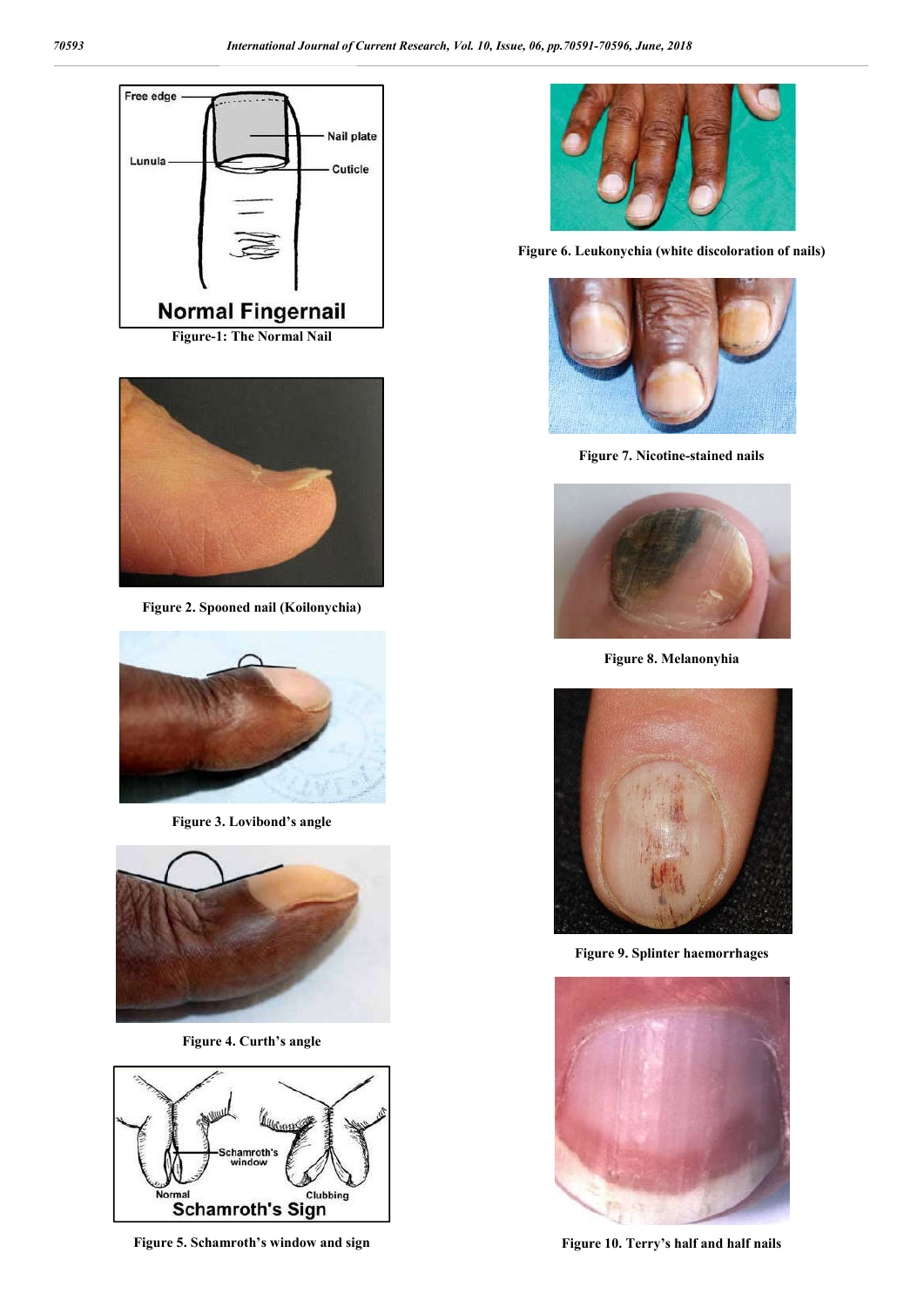Figure-1: The Normal Nail

Figure 2. Spooned nail (Koilonychia)

Figure 3. Lovibond's angle

Figure 4. Curth's angle

Figure 5. Schamroth's window and sign

Figure 6. Leukonychia (white discoloration of nails)

Figure 7. Nicotine-stained nails

Figure 8. Melanonyhia

Figure 9. Splinter haemorrhages

Figure 10. Terry's half and half nails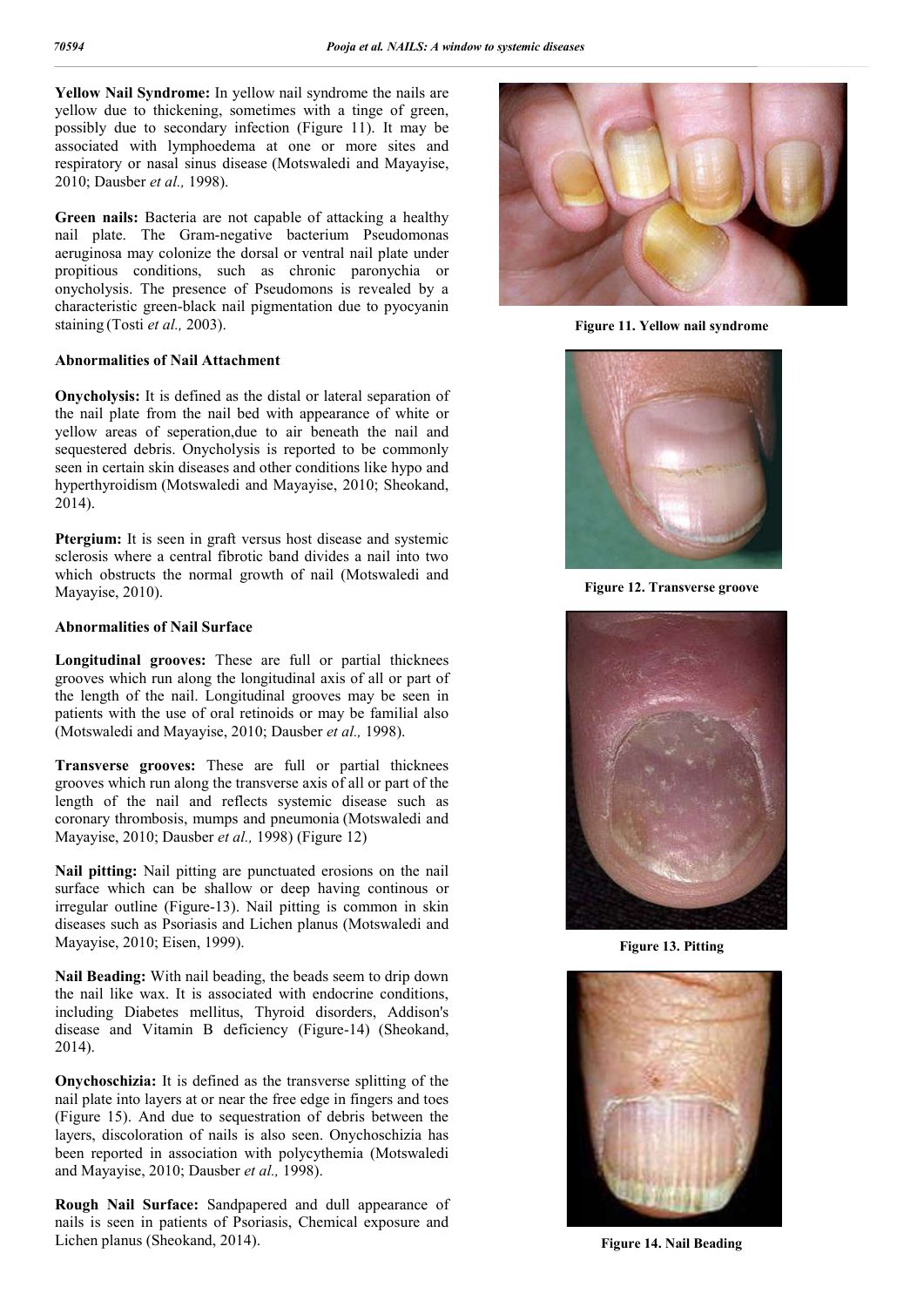**Yellow Nail Syndrome:** In yellow nail syndrome the nails are yellow due to thickening, sometimes with a tinge of green, possibly due to secondary infection (Figure 11). It may be associated with lymphoedema at one or more sites and respiratory or nasal sinus disease (Motswaledi and Mayayise, 2010; Dausber *et al.,* 1998).

**Green nails:** Bacteria are not capable of attacking a healthy nail plate. The Gram-negative bacterium Pseudomonas aeruginosa may colonize the dorsal or ventral nail plate under propitious conditions, such as chronic paronychia or onycholysis. The presence of Pseudomons is revealed by a characteristic green-black nail pigmentation due to pyocyanin staining (Tosti *et al.,* 2003).

### Abnormalities of Nail Attachment

**Onycholysis:** It is defined as the distal or lateral separation of the nail plate from the nail bed with appearance of white or yellow areas of seperation,due to air beneath the nail and sequestered debris. Onycholysis is reported to be commonly seen in certain skin diseases and other conditions like hypo and hyperthyroidism (Motswaledi and Mayayise, 2010; Sheokand, 2014).

**Ptergium:** It is seen in graft versus host disease and systemic sclerosis where a central fibrotic band divides a nail into two which obstructs the normal growth of nail (Motswaledi and Mayayise, 2010).

### Abnormalities of Nail Surface

**Longitudinal grooves:** These are full or partial thicknees grooves which run along the longitudinal axis of all or part of the length of the nail. Longitudinal grooves may be seen in patients with the use of oral retinoids or may be familial also (Motswaledi and Mayayise, 2010; Dausber *et al.,* 1998).

**Transverse grooves:** These are full or partial thicknees grooves which run along the transverse axis of all or part of the length of the nail and reflects systemic disease such as coronary thrombosis, mumps and pneumonia (Motswaledi and Mayayise, 2010; Dausber *et al.,* 1998) (Figure 12)

**Nail pitting:** Nail pitting are punctuated erosions on the nail surface which can be shallow or deep having continous or irregular outline (Figure-13). Nail pitting is common in skin diseases such as Psoriasis and Lichen planus (Motswaledi and Mayayise, 2010; Eisen, 1999).

**Nail Beading:** With nail beading, the beads seem to drip down the nail like wax. It is associated with endocrine conditions, including Diabetes mellitus, Thyroid disorders, Addison's disease and Vitamin B deficiency (Figure-14) (Sheokand, 2014).

**Onychoschizia:** It is defined as the transverse splitting of the nail plate into layers at or near the free edge in fingers and toes (Figure 15). And due to sequestration of debris between the layers, discoloration of nails is also seen. Onychoschizia has been reported in association with polycythemia (Motswaledi and Mayayise, 2010; Dausber *et al.,* 1998).

**Rough Nail Surface:** Sandpapered and dull appearance of nails is seen in patients of Psoriasis, Chemical exposure and Lichen planus (Sheokand, 2014).

**Figure 11. Yellow nail syndrome**

**Figure 12. Transverse groove**

**Figure 13. Pitting**

**Figure 14. Nail Beading**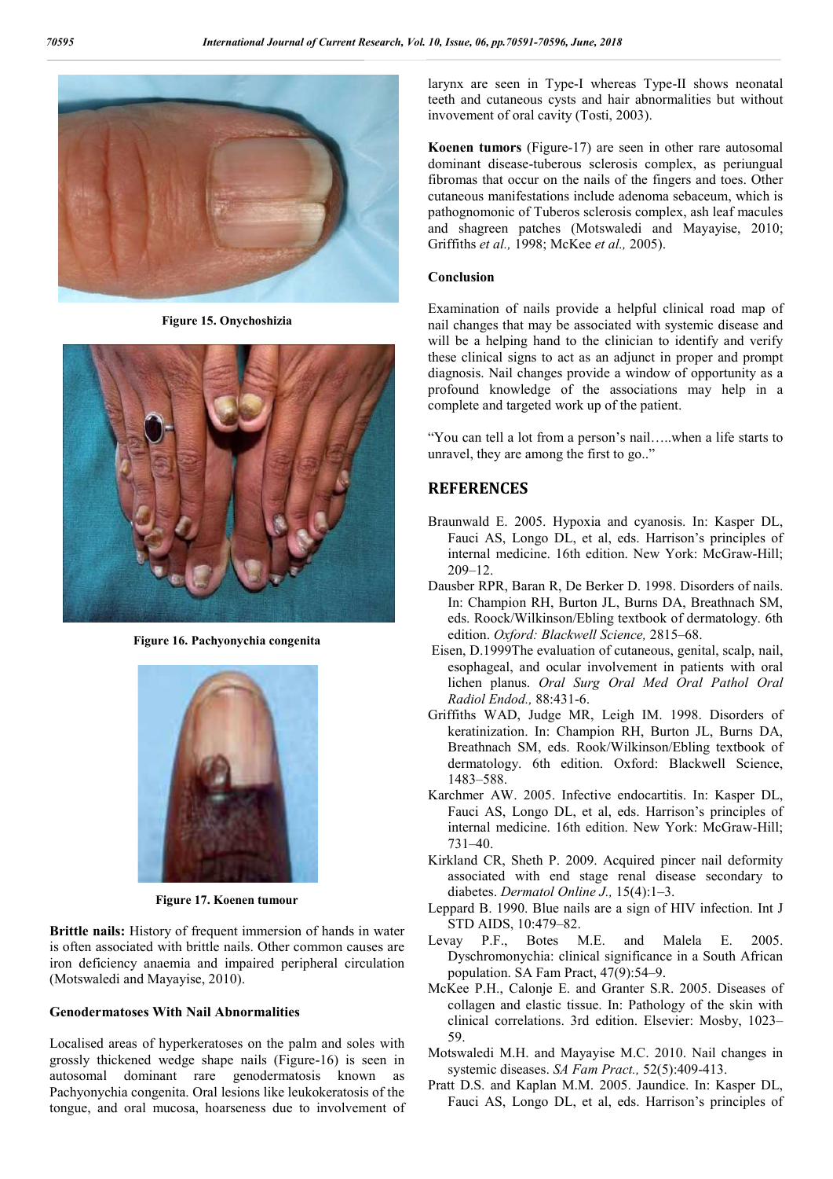Figure 15. Onychoshizia

Figure 16. Pachyonychia congenita

Figure 17. Koenen tumour

**Brittle nails:** History of frequent immersion of hands in water is often associated with brittle nails. Other common causes are iron deficiency anaemia and impaired peripheral circulation (Motswaledi and Mayayise, 2010).

### Genodermatoses With Nail Abnormalities

Localised areas of hyperkeratoses on the palm and soles with grossly thickened wedge shape nails (Figure-16) is seen in autosomal dominant rare genodermatosis known as Pachyonychia congenita. Oral lesions like leukokeratosis of the tongue, and oral mucosa, hoarseness due to involvement of larynx are seen in Type-I whereas Type-II shows neonatal teeth and cutaneous cysts and hair abnormalities but without invovement of oral cavity (Tosti, 2003).

**Koenen tumors** (Figure-17) are seen in other rare autosomal dominant disease-tuberous sclerosis complex, as periungual fibromas that occur on the nails of the fingers and toes. Other cutaneous manifestations include adenoma sebaceum, which is pathognomonic of Tuberos sclerosis complex, ash leaf macules and shagreen patches (Motswaledi and Mayayise, 2010; Griffiths *et al.,* 1998; McKee *et al.,* 2005).

### Conclusion

Examination of nails provide a helpful clinical road map of nail changes that may be associated with systemic disease and will be a helping hand to the clinician to identify and verify these clinical signs to act as an adjunct in proper and prompt diagnosis. Nail changes provide a window of opportunity as a profound knowledge of the associations may help in a complete and targeted work up of the patient.

"You can tell a lot from a person's nail…..when a life starts to unravel, they are among the first to go.."

## REFERENCES

Braunwald E. 2005. Hypoxia and cyanosis. In: Kasper DL, Fauci AS, Longo DL, et al, eds. Harrison's principles of internal medicine. 16th edition. New York: McGraw-Hill; 209–12.

Dausber RPR, Baran R, De Berker D. 1998. Disorders of nails. In: Champion RH, Burton JL, Burns DA, Breathnach SM, eds. Roock/Wilkinson/Ebling textbook of dermatology. 6th edition. *Oxford: Blackwell Science,* 2815–68.

Eisen, D.1999The evaluation of cutaneous, genital, scalp, nail, esophageal, and ocular involvement in patients with oral lichen planus. *Oral Surg Oral Med Oral Pathol Oral Radiol Endod.,* 88:431-6.

Griffiths WAD, Judge MR, Leigh IM. 1998. Disorders of keratinization. In: Champion RH, Burton JL, Burns DA, Breathnach SM, eds. Rook/Wilkinson/Ebling textbook of dermatology. 6th edition. Oxford: Blackwell Science, 1483–588.

Karchmer AW. 2005. Infective endocartitis. In: Kasper DL, Fauci AS, Longo DL, et al, eds. Harrison's principles of internal medicine. 16th edition. New York: McGraw-Hill; 731–40.

Kirkland CR, Sheth P. 2009. Acquired pincer nail deformity associated with end stage renal disease secondary to diabetes. *Dermatol Online J.,* 15(4):1–3.

Leppard B. 1990. Blue nails are a sign of HIV infection. Int J STD AIDS, 10:479–82.

Levay P.F., Botes M.E. and Malela E. 2005. Dyschromonychia: clinical significance in a South African population. SA Fam Pract, 47(9):54–9.

McKee P.H., Calonje E. and Granter S.R. 2005. Diseases of collagen and elastic tissue. In: Pathology of the skin with clinical correlations. 3rd edition. Elsevier: Mosby, 1023–59.

Motswaledi M.H. and Mayayise M.C. 2010. Nail changes in systemic diseases. *SA Fam Pract.,* 52(5):409-413.

Pratt D.S. and Kaplan M.M. 2005. Jaundice. In: Kasper DL, Fauci AS, Longo DL, et al, eds. Harrison's principles of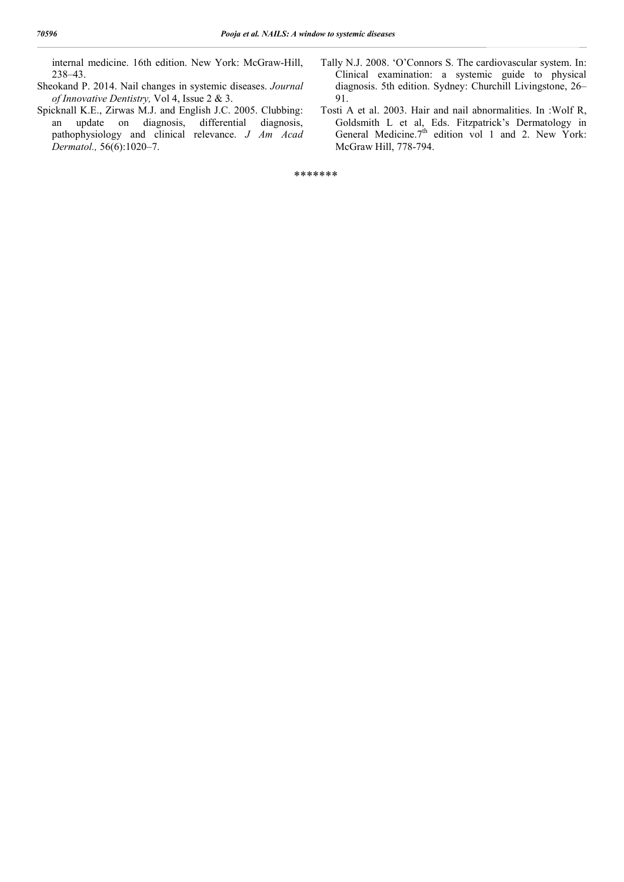internal medicine. 16th edition. New York: McGraw-Hill, 238–43.

Sheokand P. 2014. Nail changes in systemic diseases. *Journal of Innovative Dentistry,* Vol 4, Issue 2 & 3.

Spicknall K.E., Zirwas M.J. and English J.C. 2005. Clubbing: an update on diagnosis, differential diagnosis, pathophysiology and clinical relevance. *J Am Acad Dermatol.,* 56(6):1020–7.

Tally N.J. 2008. 'O'Connors S. The cardiovascular system. In: Clinical examination: a systemic guide to physical diagnosis. 5th edition. Sydney: Churchill Livingstone, 26–91.

Tosti A et al. 2003. Hair and nail abnormalities. In :Wolf R, Goldsmith L et al, Eds. Fitzpatrick's Dermatology in General Medicine.7th edition vol 1 and 2. New York: McGraw Hill, 778-794.

*******